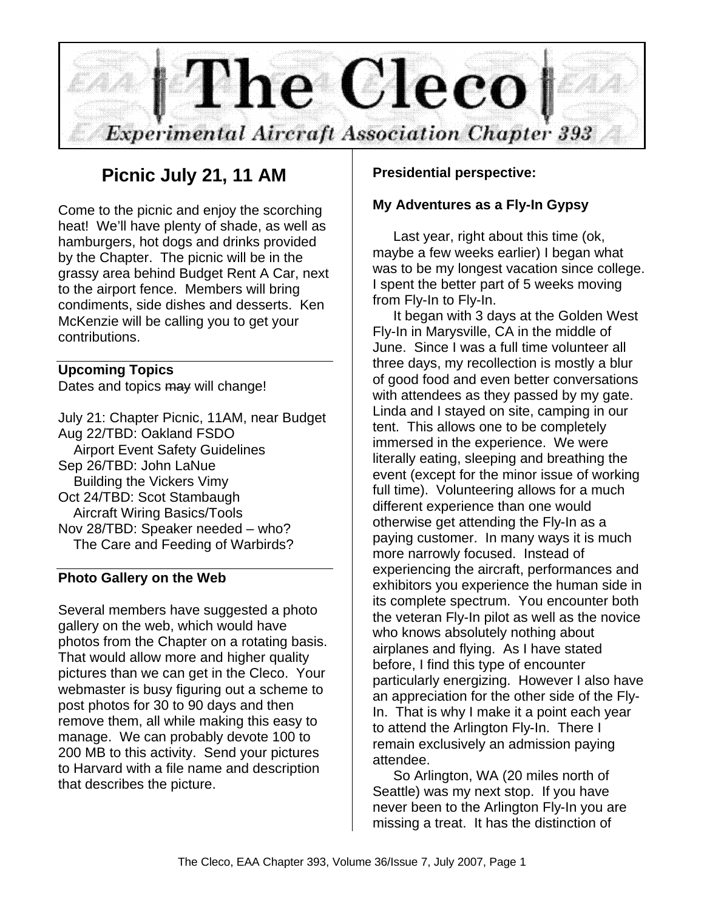# The Cleco

Experimental Aircraft Association Chapter 393

## Picnic July 21, 11 AM

Come to the picnic and enjoy the scorching heat! We'll have plenty of shade, as well as hamburgers, hot dogs and drinks provided by the Chapter. The picnic will be in the grassy area behind Budget Rent A Car, next to the airport fence. Members will bring condiments, side dishes and desserts. Ken McKenzie will be calling you to get your contributions.

### Upcoming Topics

Dates and topics ~~may~~ will change!

July 21: Chapter Picnic, 11AM, near Budget
Aug 22/TBD: Oakland FSDO
  Airport Event Safety Guidelines
Sep 26/TBD: John LaNue
  Building the Vickers Vimy
Oct 24/TBD: Scot Stambaugh
  Aircraft Wiring Basics/Tools
Nov 28/TBD: Speaker needed – who?
  The Care and Feeding of Warbirds?

### Photo Gallery on the Web

Several members have suggested a photo gallery on the web, which would have photos from the Chapter on a rotating basis. That would allow more and higher quality pictures than we can get in the Cleco. Your webmaster is busy figuring out a scheme to post photos for 30 to 90 days and then remove them, all while making this easy to manage. We can probably devote 100 to 200 MB to this activity. Send your pictures to Harvard with a file name and description that describes the picture.

### Presidential perspective:

### My Adventures as a Fly-In Gypsy

Last year, right about this time (ok, maybe a few weeks earlier) I began what was to be my longest vacation since college. I spent the better part of 5 weeks moving from Fly-In to Fly-In.

It began with 3 days at the Golden West Fly-In in Marysville, CA in the middle of June. Since I was a full time volunteer all three days, my recollection is mostly a blur of good food and even better conversations with attendees as they passed by my gate. Linda and I stayed on site, camping in our tent. This allows one to be completely immersed in the experience. We were literally eating, sleeping and breathing the event (except for the minor issue of working full time). Volunteering allows for a much different experience than one would otherwise get attending the Fly-In as a paying customer. In many ways it is much more narrowly focused. Instead of experiencing the aircraft, performances and exhibitors you experience the human side in its complete spectrum. You encounter both the veteran Fly-In pilot as well as the novice who knows absolutely nothing about airplanes and flying. As I have stated before, I find this type of encounter particularly energizing. However I also have an appreciation for the other side of the Fly-In. That is why I make it a point each year to attend the Arlington Fly-In. There I remain exclusively an admission paying attendee.

So Arlington, WA (20 miles north of Seattle) was my next stop. If you have never been to the Arlington Fly-In you are missing a treat. It has the distinction of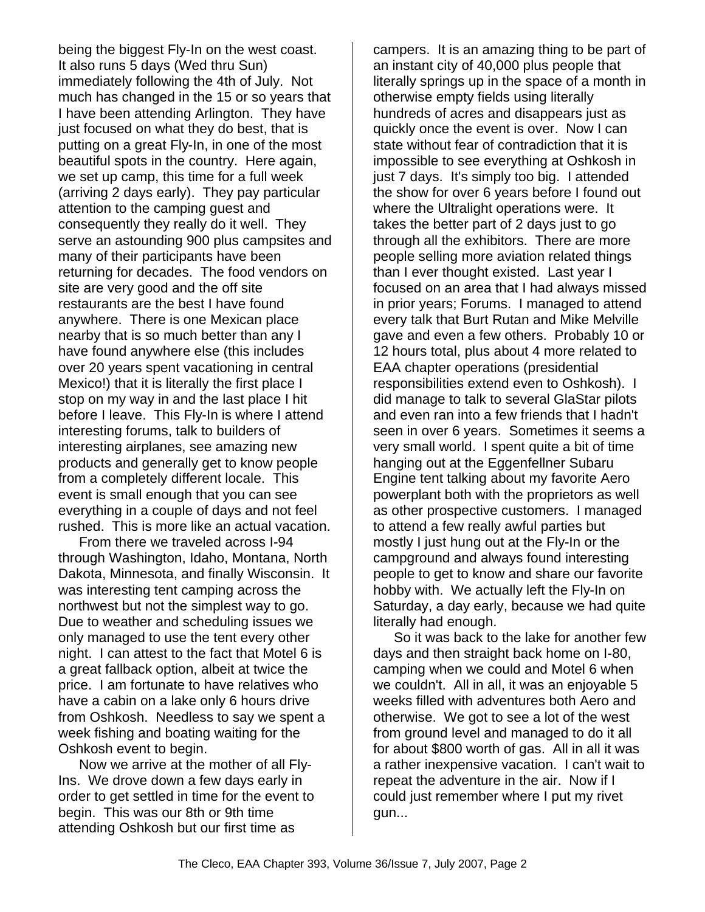being the biggest Fly-In on the west coast. It also runs 5 days (Wed thru Sun) immediately following the 4th of July. Not much has changed in the 15 or so years that I have been attending Arlington. They have just focused on what they do best, that is putting on a great Fly-In, in one of the most beautiful spots in the country. Here again, we set up camp, this time for a full week (arriving 2 days early). They pay particular attention to the camping guest and consequently they really do it well. They serve an astounding 900 plus campsites and many of their participants have been returning for decades. The food vendors on site are very good and the off site restaurants are the best I have found anywhere. There is one Mexican place nearby that is so much better than any I have found anywhere else (this includes over 20 years spent vacationing in central Mexico!) that it is literally the first place I stop on my way in and the last place I hit before I leave. This Fly-In is where I attend interesting forums, talk to builders of interesting airplanes, see amazing new products and generally get to know people from a completely different locale. This event is small enough that you can see everything in a couple of days and not feel rushed. This is more like an actual vacation.

From there we traveled across I-94 through Washington, Idaho, Montana, North Dakota, Minnesota, and finally Wisconsin. It was interesting tent camping across the northwest but not the simplest way to go. Due to weather and scheduling issues we only managed to use the tent every other night. I can attest to the fact that Motel 6 is a great fallback option, albeit at twice the price. I am fortunate to have relatives who have a cabin on a lake only 6 hours drive from Oshkosh. Needless to say we spent a week fishing and boating waiting for the Oshkosh event to begin.

Now we arrive at the mother of all Fly-Ins. We drove down a few days early in order to get settled in time for the event to begin. This was our 8th or 9th time attending Oshkosh but our first time as campers. It is an amazing thing to be part of an instant city of 40,000 plus people that literally springs up in the space of a month in otherwise empty fields using literally hundreds of acres and disappears just as quickly once the event is over. Now I can state without fear of contradiction that it is impossible to see everything at Oshkosh in just 7 days. It's simply too big. I attended the show for over 6 years before I found out where the Ultralight operations were. It takes the better part of 2 days just to go through all the exhibitors. There are more people selling more aviation related things than I ever thought existed. Last year I focused on an area that I had always missed in prior years; Forums. I managed to attend every talk that Burt Rutan and Mike Melville gave and even a few others. Probably 10 or 12 hours total, plus about 4 more related to EAA chapter operations (presidential responsibilities extend even to Oshkosh). I did manage to talk to several GlaStar pilots and even ran into a few friends that I hadn't seen in over 6 years. Sometimes it seems a very small world. I spent quite a bit of time hanging out at the Eggenfellner Subaru Engine tent talking about my favorite Aero powerplant both with the proprietors as well as other prospective customers. I managed to attend a few really awful parties but mostly I just hung out at the Fly-In or the campground and always found interesting people to get to know and share our favorite hobby with. We actually left the Fly-In on Saturday, a day early, because we had quite literally had enough.

So it was back to the lake for another few days and then straight back home on I-80, camping when we could and Motel 6 when we couldn't. All in all, it was an enjoyable 5 weeks filled with adventures both Aero and otherwise. We got to see a lot of the west from ground level and managed to do it all for about $800 worth of gas. All in all it was a rather inexpensive vacation. I can't wait to repeat the adventure in the air. Now if I could just remember where I put my rivet gun...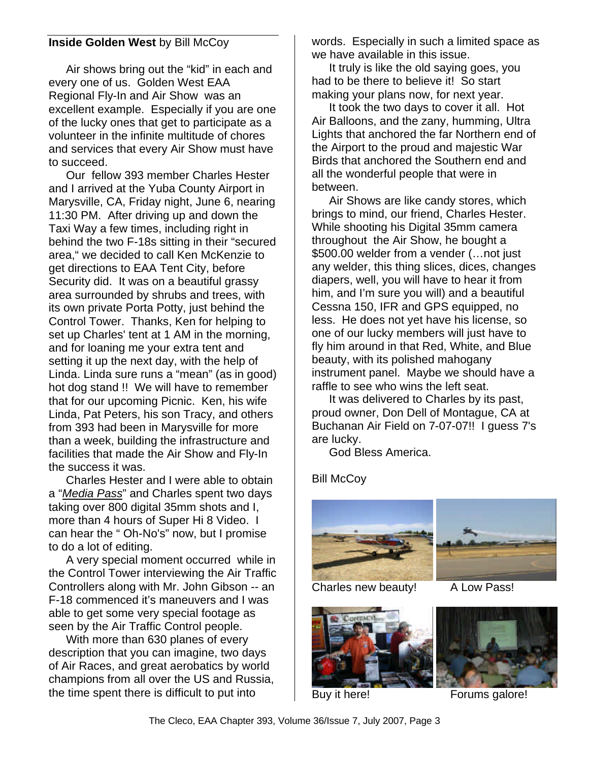**Inside Golden West** by Bill McCoy

Air shows bring out the "kid" in each and every one of us. Golden West EAA Regional Fly-In and Air Show was an excellent example. Especially if you are one of the lucky ones that get to participate as a volunteer in the infinite multitude of chores and services that every Air Show must have to succeed.

Our fellow 393 member Charles Hester and I arrived at the Yuba County Airport in Marysville, CA, Friday night, June 6, nearing 11:30 PM. After driving up and down the Taxi Way a few times, including right in behind the two F-18s sitting in their "secured area," we decided to call Ken McKenzie to get directions to EAA Tent City, before Security did. It was on a beautiful grassy area surrounded by shrubs and trees, with its own private Porta Potty, just behind the Control Tower. Thanks, Ken for helping to set up Charles' tent at 1 AM in the morning, and for loaning me your extra tent and setting it up the next day, with the help of Linda. Linda sure runs a "mean" (as in good) hot dog stand !! We will have to remember that for our upcoming Picnic. Ken, his wife Linda, Pat Peters, his son Tracy, and others from 393 had been in Marysville for more than a week, building the infrastructure and facilities that made the Air Show and Fly-In the success it was.

Charles Hester and I were able to obtain a "*Media Pass*" and Charles spent two days taking over 800 digital 35mm shots and I, more than 4 hours of Super Hi 8 Video. I can hear the " Oh-No's" now, but I promise to do a lot of editing.

A very special moment occurred while in the Control Tower interviewing the Air Traffic Controllers along with Mr. John Gibson -- an F-18 commenced it's maneuvers and I was able to get some very special footage as seen by the Air Traffic Control people.

With more than 630 planes of every description that you can imagine, two days of Air Races, and great aerobatics by world champions from all over the US and Russia, the time spent there is difficult to put into words. Especially in such a limited space as we have available in this issue.

It truly is like the old saying goes, you had to be there to believe it! So start making your plans now, for next year.

It took the two days to cover it all. Hot Air Balloons, and the zany, humming, Ultra Lights that anchored the far Northern end of the Airport to the proud and majestic War Birds that anchored the Southern end and all the wonderful people that were in between.

Air Shows are like candy stores, which brings to mind, our friend, Charles Hester. While shooting his Digital 35mm camera throughout the Air Show, he bought a $500.00 welder from a vender (…not just any welder, this thing slices, dices, changes diapers, well, you will have to hear it from him, and I'm sure you will) and a beautiful Cessna 150, IFR and GPS equipped, no less. He does not yet have his license, so one of our lucky members will just have to fly him around in that Red, White, and Blue beauty, with its polished mahogany instrument panel. Maybe we should have a raffle to see who wins the left seat.

It was delivered to Charles by its past, proud owner, Don Dell of Montague, CA at Buchanan Air Field on 7-07-07!! I guess 7's are lucky.

God Bless America.

Bill McCoy

Charles new beauty!

A Low Pass!

Buy it here!

Forums galore!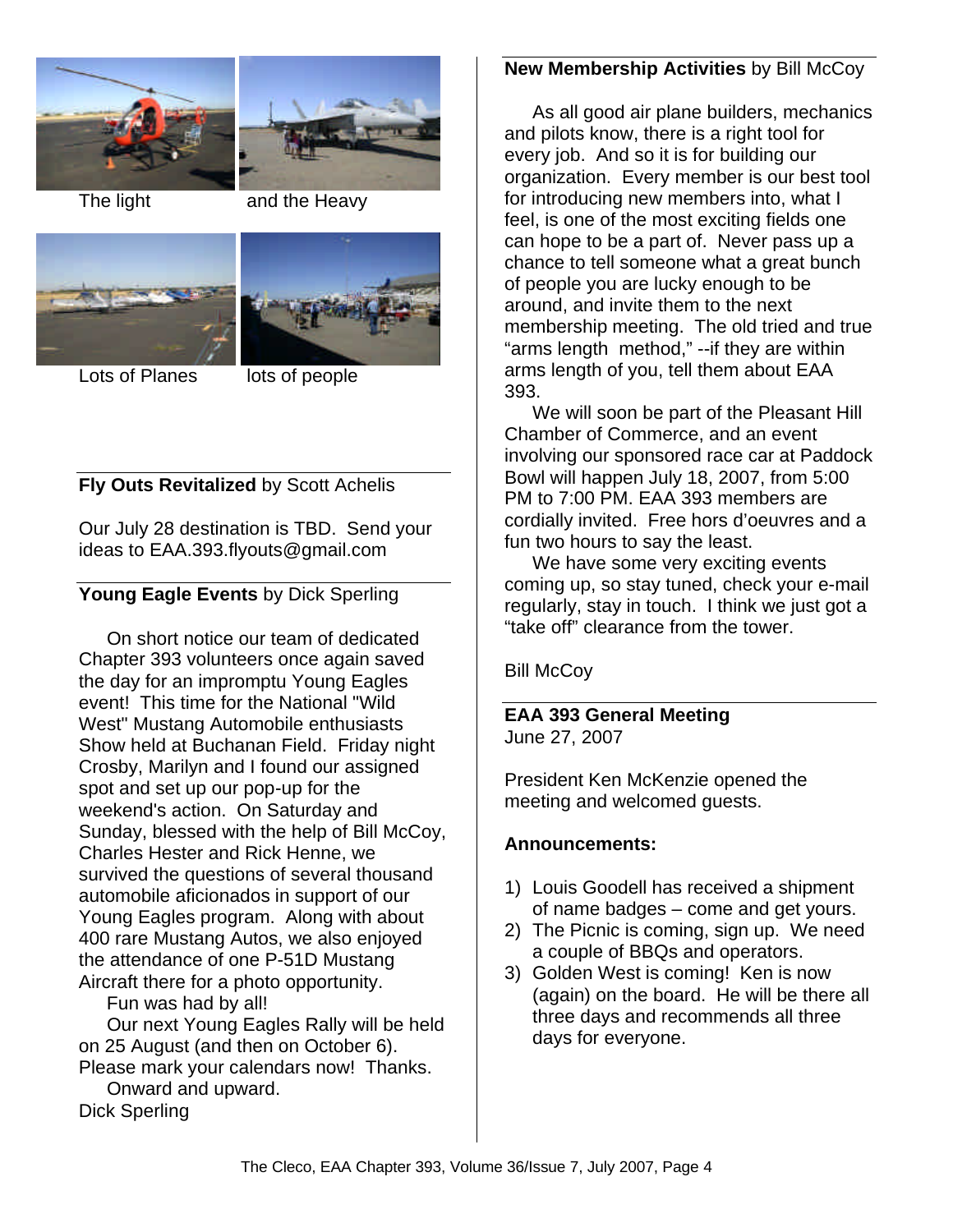The light

and the Heavy

Lots of Planes

lots of people

**Fly Outs Revitalized** by Scott Achelis

Our July 28 destination is TBD. Send your ideas to EAA.393.flyouts@gmail.com

**Young Eagle Events** by Dick Sperling

On short notice our team of dedicated Chapter 393 volunteers once again saved the day for an impromptu Young Eagles event! This time for the National "Wild West" Mustang Automobile enthusiasts Show held at Buchanan Field. Friday night Crosby, Marilyn and I found our assigned spot and set up our pop-up for the weekend's action. On Saturday and Sunday, blessed with the help of Bill McCoy, Charles Hester and Rick Henne, we survived the questions of several thousand automobile aficionados in support of our Young Eagles program. Along with about 400 rare Mustang Autos, we also enjoyed the attendance of one P-51D Mustang Aircraft there for a photo opportunity.

Fun was had by all!

Our next Young Eagles Rally will be held on 25 August (and then on October 6). Please mark your calendars now! Thanks.

Onward and upward.

Dick Sperling

**New Membership Activities** by Bill McCoy

As all good air plane builders, mechanics and pilots know, there is a right tool for every job. And so it is for building our organization. Every member is our best tool for introducing new members into, what I feel, is one of the most exciting fields one can hope to be a part of. Never pass up a chance to tell someone what a great bunch of people you are lucky enough to be around, and invite them to the next membership meeting. The old tried and true "arms length method," --if they are within arms length of you, tell them about EAA 393.

We will soon be part of the Pleasant Hill Chamber of Commerce, and an event involving our sponsored race car at Paddock Bowl will happen July 18, 2007, from 5:00 PM to 7:00 PM. EAA 393 members are cordially invited. Free hors d'oeuvres and a fun two hours to say the least.

We have some very exciting events coming up, so stay tuned, check your e-mail regularly, stay in touch. I think we just got a "take off" clearance from the tower.

Bill McCoy

**EAA 393 General Meeting**
June 27, 2007

President Ken McKenzie opened the meeting and welcomed guests.

**Announcements:**

1) Louis Goodell has received a shipment of name badges – come and get yours.
2) The Picnic is coming, sign up. We need a couple of BBQs and operators.
3) Golden West is coming! Ken is now (again) on the board. He will be there all three days and recommends all three days for everyone.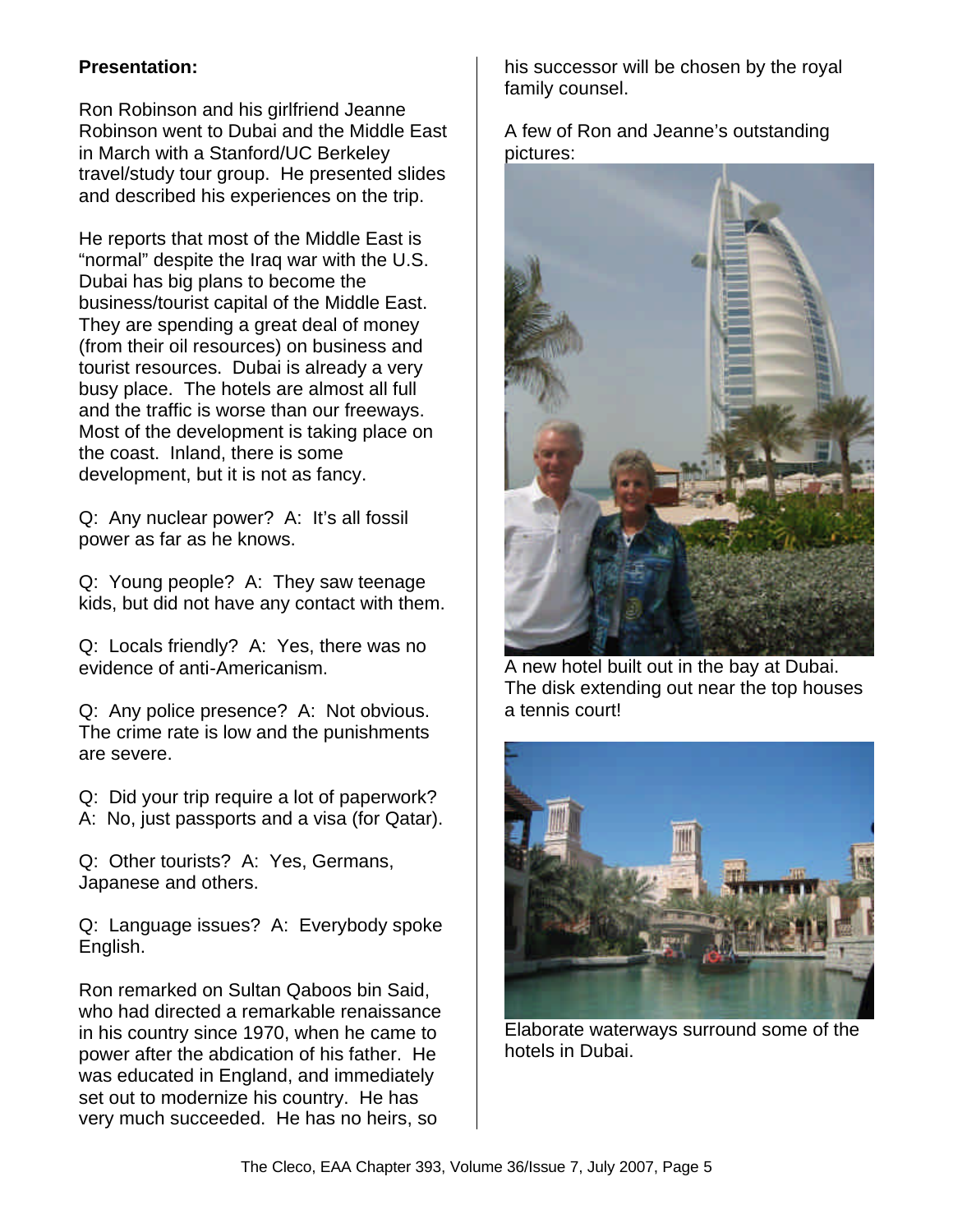**Presentation:**

Ron Robinson and his girlfriend Jeanne Robinson went to Dubai and the Middle East in March with a Stanford/UC Berkeley travel/study tour group. He presented slides and described his experiences on the trip.

He reports that most of the Middle East is "normal" despite the Iraq war with the U.S. Dubai has big plans to become the business/tourist capital of the Middle East. They are spending a great deal of money (from their oil resources) on business and tourist resources. Dubai is already a very busy place. The hotels are almost all full and the traffic is worse than our freeways. Most of the development is taking place on the coast. Inland, there is some development, but it is not as fancy.

Q: Any nuclear power? A: It's all fossil power as far as he knows.

Q: Young people? A: They saw teenage kids, but did not have any contact with them.

Q: Locals friendly? A: Yes, there was no evidence of anti-Americanism.

Q: Any police presence? A: Not obvious. The crime rate is low and the punishments are severe.

Q: Did your trip require a lot of paperwork? A: No, just passports and a visa (for Qatar).

Q: Other tourists? A: Yes, Germans, Japanese and others.

Q: Language issues? A: Everybody spoke English.

Ron remarked on Sultan Qaboos bin Said, who had directed a remarkable renaissance in his country since 1970, when he came to power after the abdication of his father. He was educated in England, and immediately set out to modernize his country. He has very much succeeded. He has no heirs, so his successor will be chosen by the royal family counsel.

A few of Ron and Jeanne's outstanding pictures:

A new hotel built out in the bay at Dubai. The disk extending out near the top houses a tennis court!

Elaborate waterways surround some of the hotels in Dubai.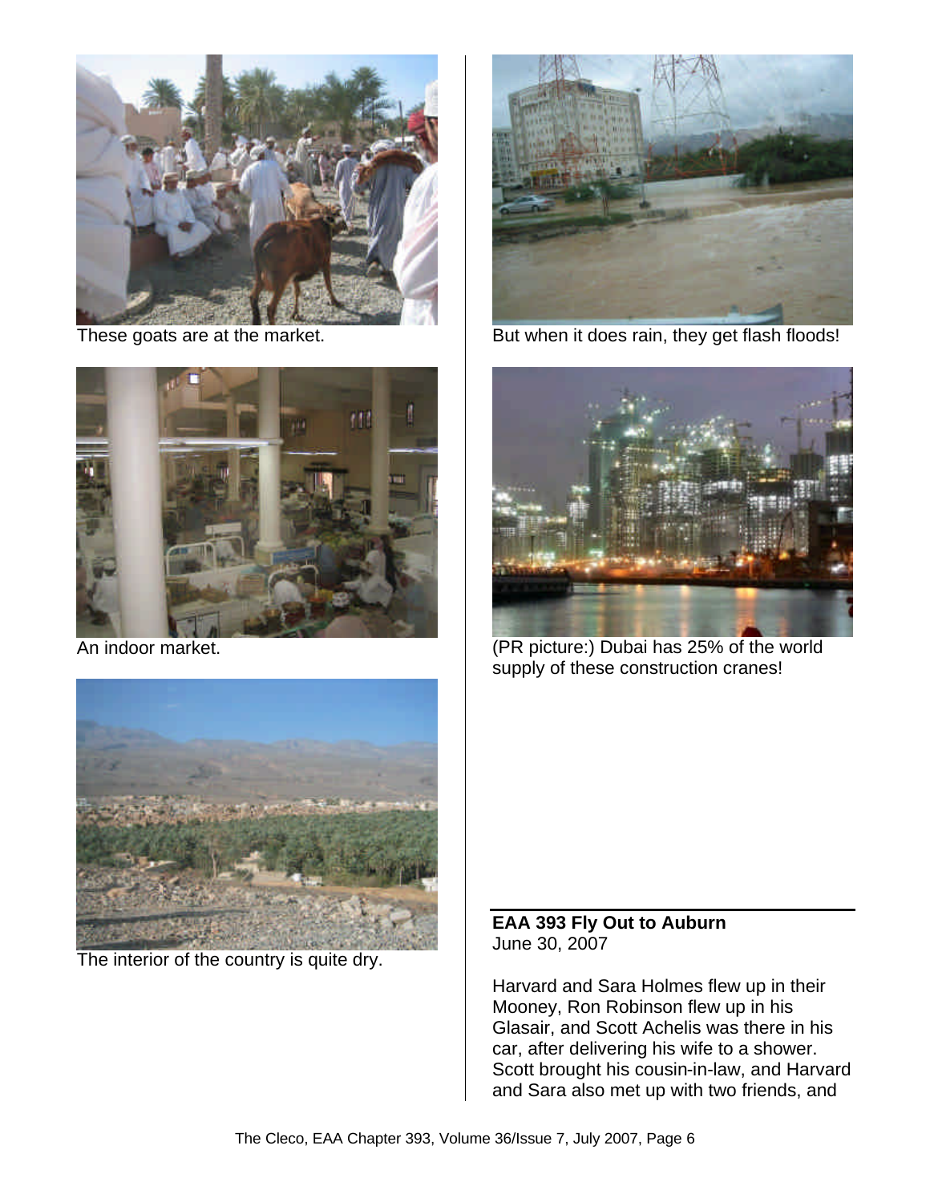These goats are at the market.

An indoor market.

The interior of the country is quite dry.

But when it does rain, they get flash floods!

(PR picture:) Dubai has 25% of the world supply of these construction cranes!

## EAA 393 Fly Out to Auburn

June 30, 2007

Harvard and Sara Holmes flew up in their Mooney, Ron Robinson flew up in his Glasair, and Scott Achelis was there in his car, after delivering his wife to a shower. Scott brought his cousin-in-law, and Harvard and Sara also met up with two friends, and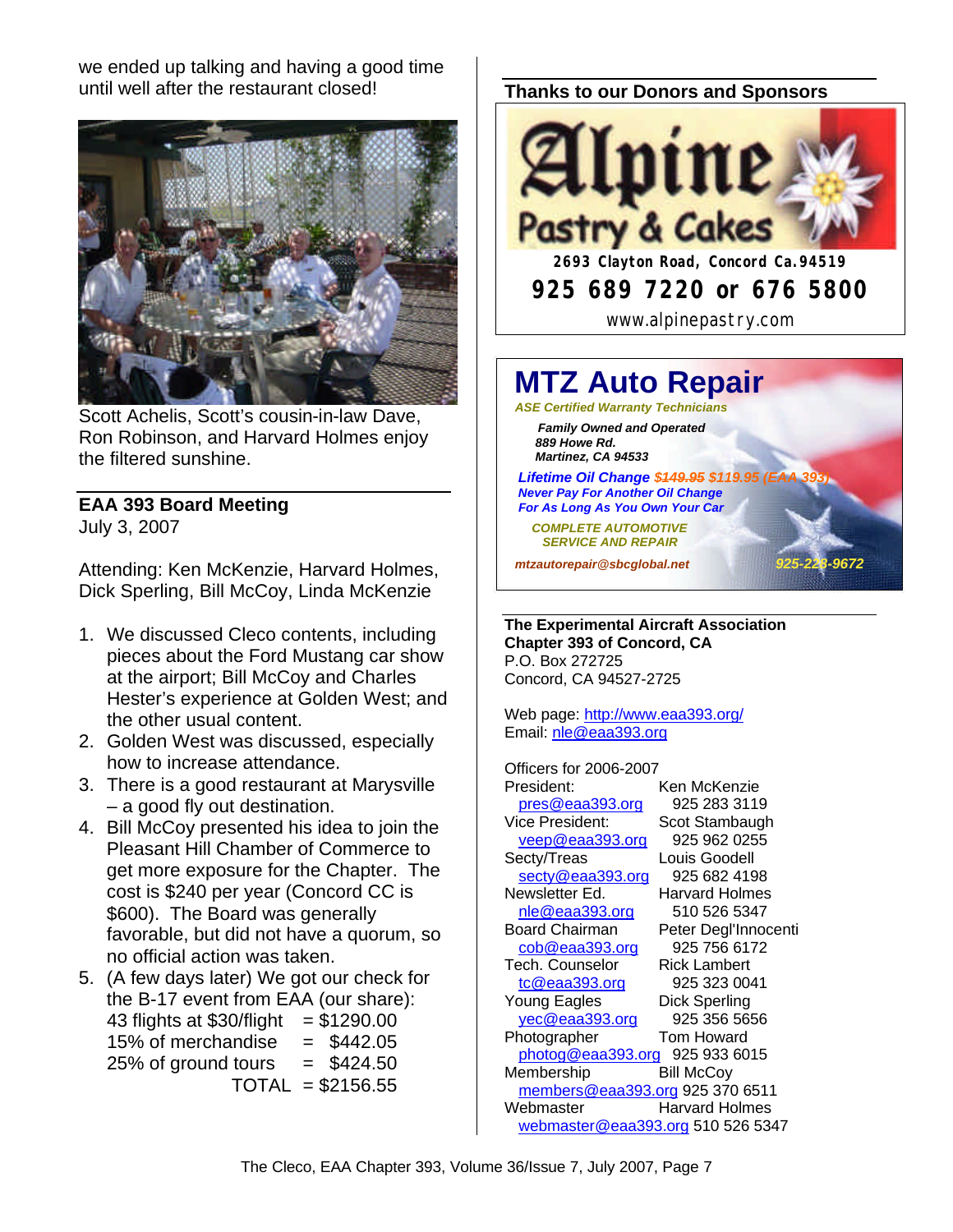we ended up talking and having a good time until well after the restaurant closed!

Scott Achelis, Scott's cousin-in-law Dave, Ron Robinson, and Harvard Holmes enjoy the filtered sunshine.

## EAA 393 Board Meeting

July 3, 2007

Attending: Ken McKenzie, Harvard Holmes, Dick Sperling, Bill McCoy, Linda McKenzie

1. We discussed Cleco contents, including pieces about the Ford Mustang car show at the airport; Bill McCoy and Charles Hester's experience at Golden West; and the other usual content.
2. Golden West was discussed, especially how to increase attendance.
3. There is a good restaurant at Marysville – a good fly out destination.
4. Bill McCoy presented his idea to join the Pleasant Hill Chamber of Commerce to get more exposure for the Chapter. The cost is $240 per year (Concord CC is $600). The Board was generally favorable, but did not have a quorum, so no official action was taken.
5. (A few days later) We got our check for the B-17 event from EAA (our share):

| | |
|---|---|
| 43 flights at $30/flight | = $1290.00 |
| 15% of merchandise | = $442.05 |
| 25% of ground tours | = $424.50 |
| TOTAL | = $2156.55 |

## Thanks to our Donors and Sponsors

**Alpine Pastry & Cakes**
2693 Clayton Road, Concord Ca.94519
925 689 7220 or 676 5800
www.alpinepastry.com

**MTZ Auto Repair**
*ASE Certified Warranty Technicians*
*Family Owned and Operated*
*889 Howe Rd.*
*Martinez, CA 94533*
*Lifetime Oil Change ~~$149.95~~ $119.95 (EAA 393)*
*Never Pay For Another Oil Change*
*For As Long As You Own Your Car*
*COMPLETE AUTOMOTIVE SERVICE AND REPAIR*
*mtzautorepair@sbcglobal.net* *925-228-9672*

**The Experimental Aircraft Association**
**Chapter 393 of Concord, CA**
P.O. Box 272725
Concord, CA 94527-2725

Web page: http://www.eaa393.org/
Email: nle@eaa393.org

Officers for 2006-2007

| | |
|---|---|
| President: pres@eaa393.org | Ken McKenzie 925 283 3119 |
| Vice President: veep@eaa393.org | Scot Stambaugh 925 962 0255 |
| Secty/Treas secty@eaa393.org | Louis Goodell 925 682 4198 |
| Newsletter Ed. nle@eaa393.org | Harvard Holmes 510 526 5347 |
| Board Chairman cob@eaa393.org | Peter Degl'Innocenti 925 756 6172 |
| Tech. Counselor tc@eaa393.org | Rick Lambert 925 323 0041 |
| Young Eagles yec@eaa393.org | Dick Sperling 925 356 5656 |
| Photographer photog@eaa393.org | Tom Howard 925 933 6015 |
| Membership members@eaa393.org | Bill McCoy 925 370 6511 |
| Webmaster webmaster@eaa393.org | Harvard Holmes 510 526 5347 |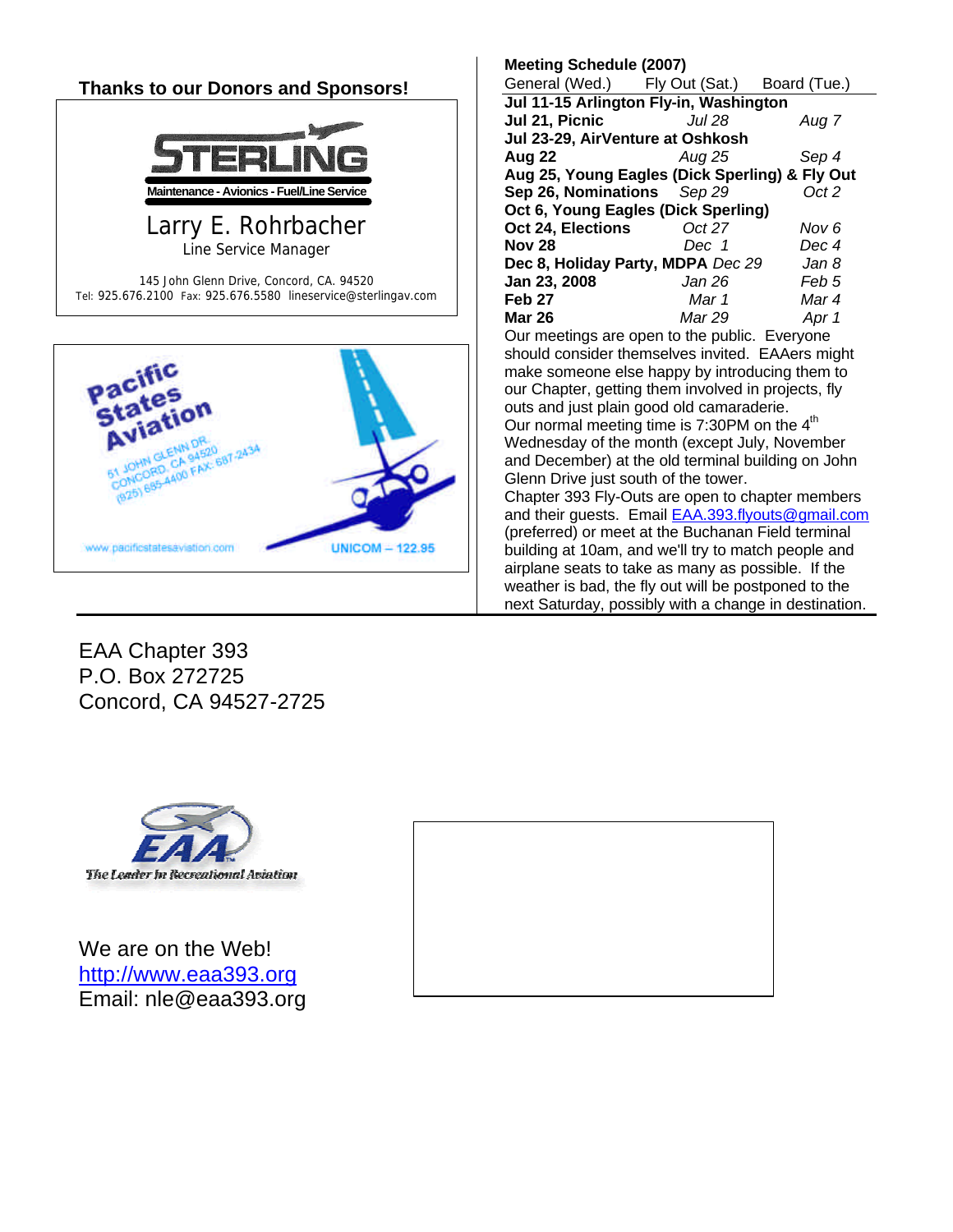**Thanks to our Donors and Sponsors!**

STERLING

Maintenance - Avionics - Fuel/Line Service

Larry E. Rohrbacher
Line Service Manager

145 John Glenn Drive, Concord, CA. 94520
Tel: 925.676.2100 Fax: 925.676.5580 lineservice@sterlingav.com

Pacific States Aviation
61 JOHN GLENN DR.
CONCORD, CA 94520
(925) 685-4400 FAX: 687-2434
www.pacificstatesaviation.com
UNICOM – 122.95

**Meeting Schedule (2007)**

| General (Wed.) | Fly Out (Sat.) | Board (Tue.) |
|---|---|---|
| **Jul 11-15 Arlington Fly-in, Washington** | | |
| **Jul 21, Picnic** | *Jul 28* | *Aug 7* |
| **Jul 23-29, AirVenture at Oshkosh** | | |
| **Aug 22** | *Aug 25* | *Sep 4* |
| **Aug 25, Young Eagles (Dick Sperling) & Fly Out** | | |
| **Sep 26, Nominations** | *Sep 29* | *Oct 2* |
| **Oct 6, Young Eagles (Dick Sperling)** | | |
| **Oct 24, Elections** | *Oct 27* | *Nov 6* |
| **Nov 28** | *Dec 1* | *Dec 4* |
| **Dec 8, Holiday Party, MDPA** | *Dec 29* | *Jan 8* |
| **Jan 23, 2008** | *Jan 26* | *Feb 5* |
| **Feb 27** | *Mar 1* | *Mar 4* |
| **Mar 26** | *Mar 29* | *Apr 1* |

Our meetings are open to the public. Everyone should consider themselves invited. EAAers might make someone else happy by introducing them to our Chapter, getting them involved in projects, fly outs and just plain good old camaraderie.

Our normal meeting time is 7:30PM on the 4th Wednesday of the month (except July, November and December) at the old terminal building on John Glenn Drive just south of the tower.

Chapter 393 Fly-Outs are open to chapter members and their guests. Email EAA.393.flyouts@gmail.com (preferred) or meet at the Buchanan Field terminal building at 10am, and we'll try to match people and airplane seats to take as many as possible. If the weather is bad, the fly out will be postponed to the next Saturday, possibly with a change in destination.

EAA Chapter 393
P.O. Box 272725
Concord, CA 94527-2725

EAA
The Leader In Recreational Aviation

We are on the Web!
http://www.eaa393.org
Email: nle@eaa393.org